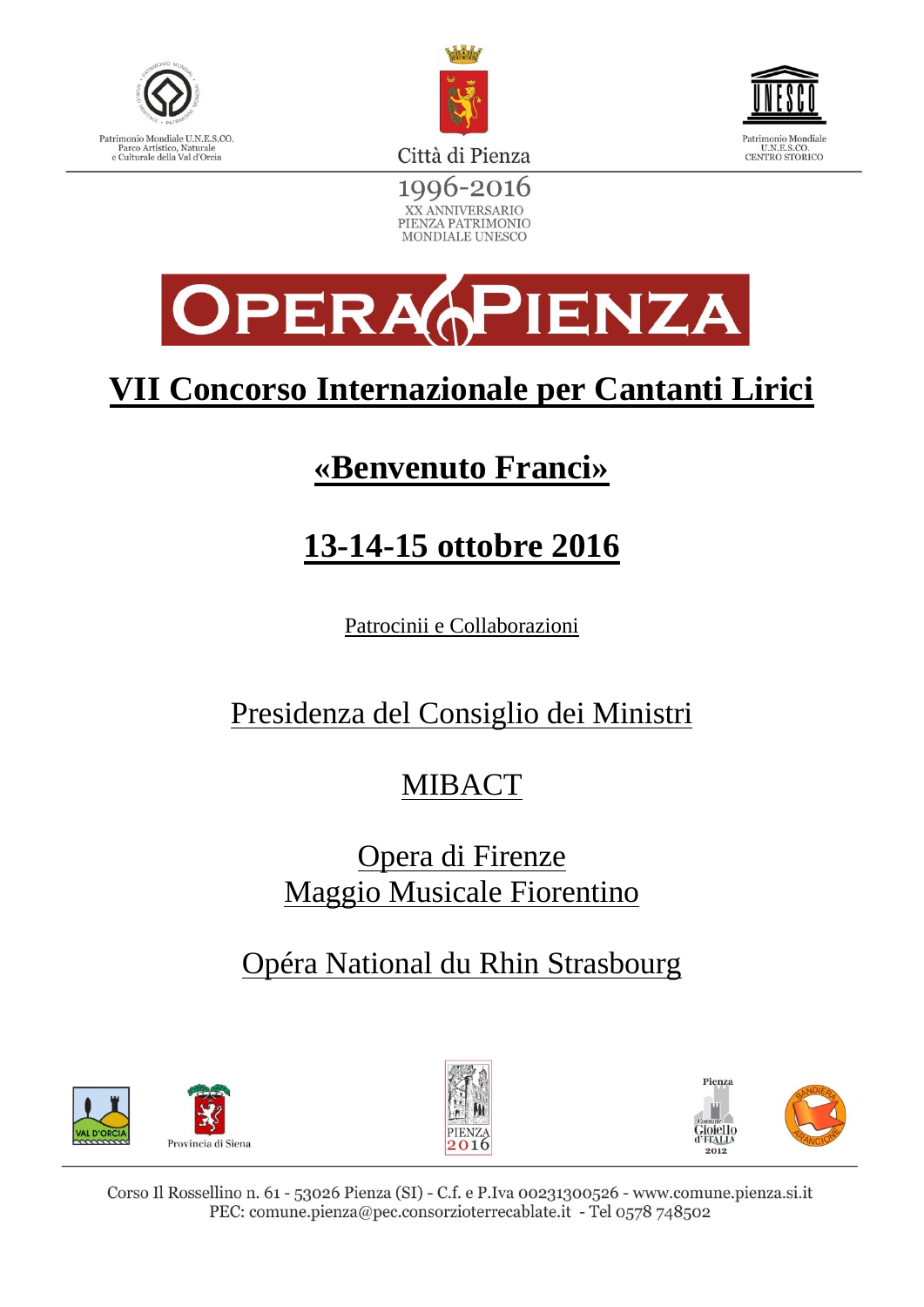Patrimonio Mondiale U.N.E.S.CO.
Parco Artistico, Naturale
e Culturale della Val d'Orcia

Città di Pienza

Patrimonio Mondiale
U.N.E.S.CO.
CENTRO STORICO

1996-2016
XX ANNIVERSARIO
PIENZA PATRIMONIO
MONDIALE UNESCO

# OPERA PIENZA

# VII Concorso Internazionale per Cantanti Lirici

## «Benvenuto Franci»

## 13-14-15 ottobre 2016

Patrocinii e Collaborazioni

Presidenza del Consiglio dei Ministri

MIBACT

Opera di Firenze
Maggio Musicale Fiorentino

Opéra National du Rhin Strasbourg

VAL D'ORCIA

Provincia di Siena

PIENZA 2016

Pienza
Comune Gioiello d'Italia
2012

BANDIERA ARANCIONE

Corso Il Rossellino n. 61 - 53026 Pienza (SI) - C.f. e P.Iva 00231300526 - www.comune.pienza.si.it
PEC: comune.pienza@pec.consorzioterrecablate.it - Tel 0578 748502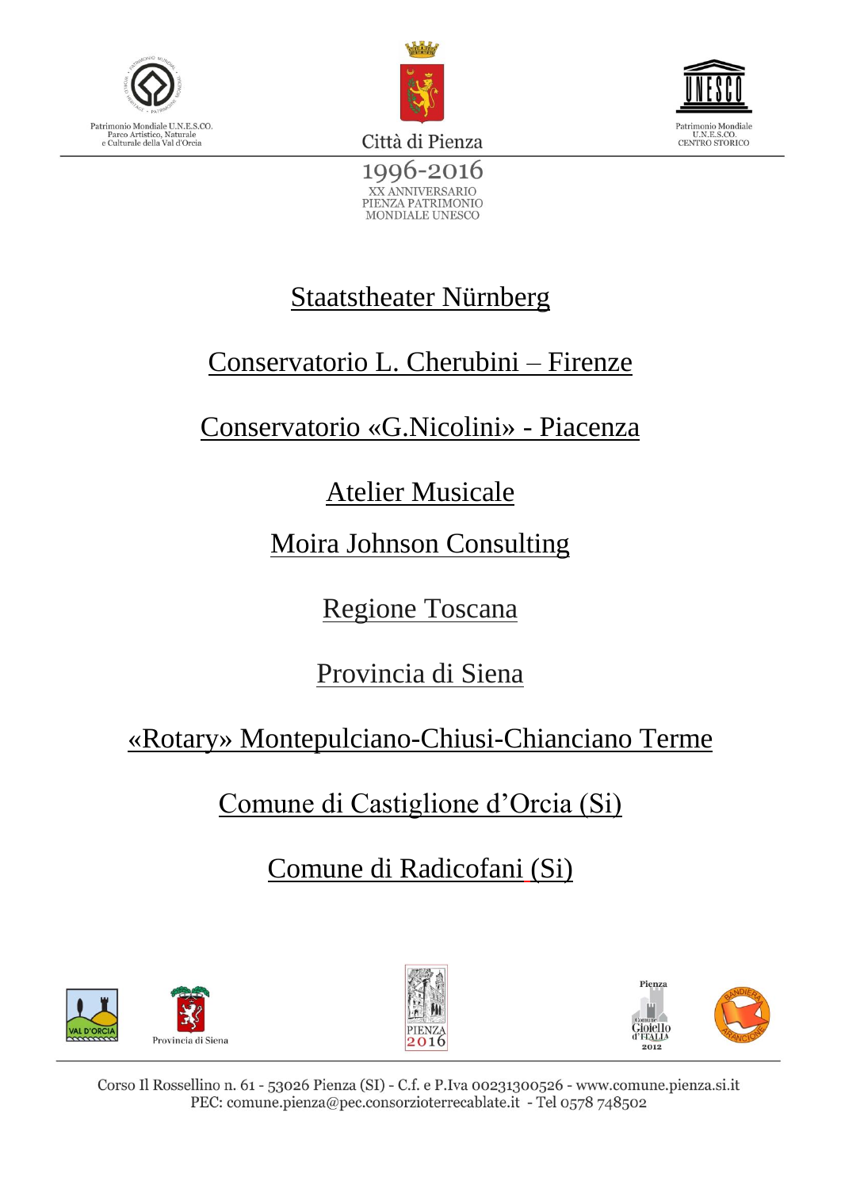Staatstheater Nürnberg

Conservatorio L. Cherubini – Firenze

Conservatorio «G.Nicolini» - Piacenza

Atelier Musicale

Moira Johnson Consulting

Regione Toscana

Provincia di Siena

«Rotary» Montepulciano-Chiusi-Chianciano Terme

Comune di Castiglione d’Orcia (Si)

Comune di Radicofani (Si)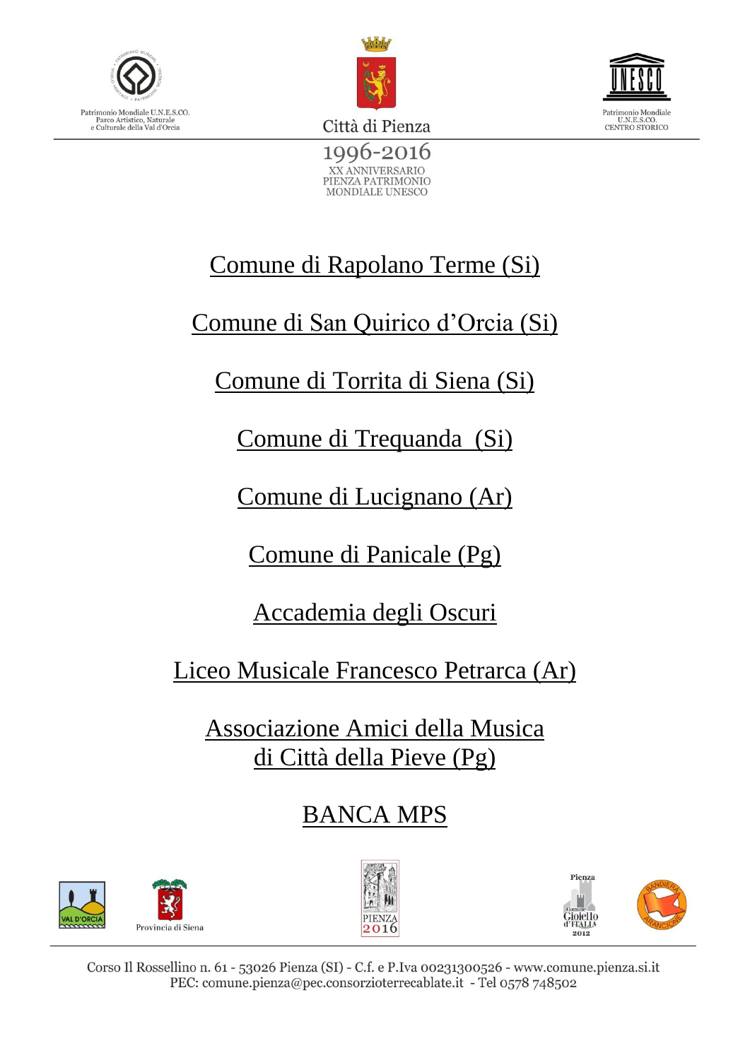Patrimonio Mondiale U.N.E.S.CO.
Parco Artistico, Naturale
e Culturale della Val d'Orcia

Città di Pienza

Patrimonio Mondiale
U.N.E.S.CO.
CENTRO STORICO

1996-2016
XX ANNIVERSARIO
PIENZA PATRIMONIO
MONDIALE UNESCO

Comune di Rapolano Terme (Si)

Comune di San Quirico d'Orcia (Si)

Comune di Torrita di Siena (Si)

Comune di Trequanda (Si)

Comune di Lucignano (Ar)

Comune di Panicale (Pg)

Accademia degli Oscuri

Liceo Musicale Francesco Petrarca (Ar)

Associazione Amici della Musica
di Città della Pieve (Pg)

BANCA MPS

Corso Il Rossellino n. 61 - 53026 Pienza (SI) - C.f. e P.Iva 00231300526 - www.comune.pienza.si.it
PEC: comune.pienza@pec.consorzioterrecablate.it - Tel 0578 748502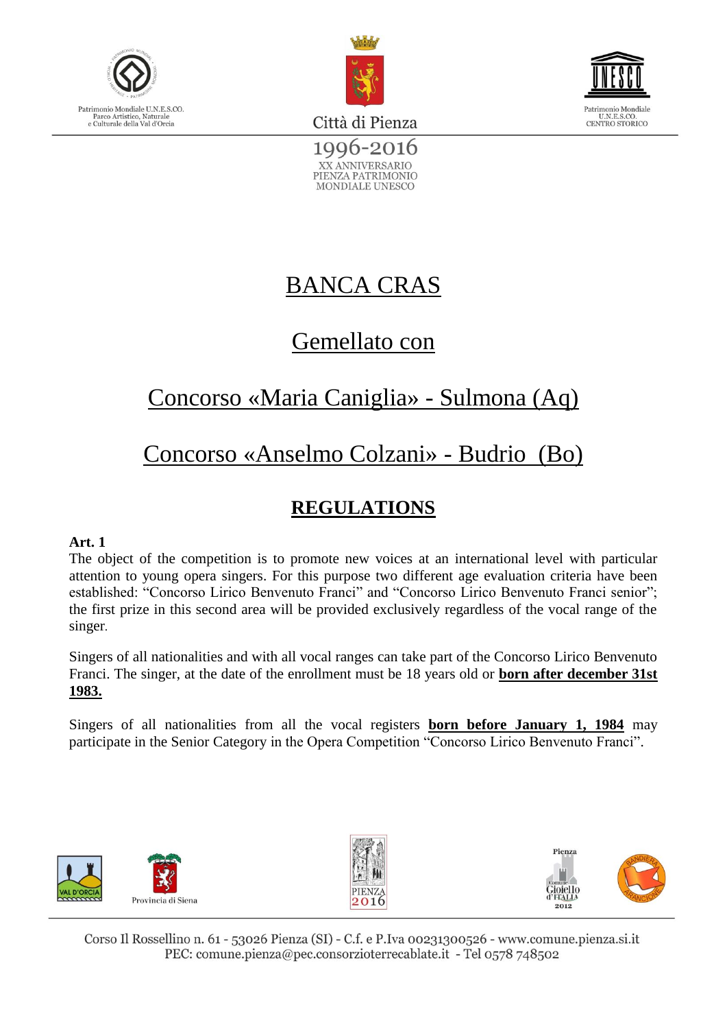# BANCA CRAS

## Gemellato con

## Concorso «Maria Caniglia» - Sulmona (Aq)

## Concorso «Anselmo Colzani» - Budrio (Bo)

## REGULATIONS

**Art. 1**

The object of the competition is to promote new voices at an international level with particular attention to young opera singers. For this purpose two different age evaluation criteria have been established: “Concorso Lirico Benvenuto Franci” and “Concorso Lirico Benvenuto Franci senior”; the first prize in this second area will be provided exclusively regardless of the vocal range of the singer.

Singers of all nationalities and with all vocal ranges can take part of the Concorso Lirico Benvenuto Franci. The singer, at the date of the enrollment must be 18 years old or **born after december 31st 1983.**

Singers of all nationalities from all the vocal registers **born before January 1, 1984** may participate in the Senior Category in the Opera Competition “Concorso Lirico Benvenuto Franci”.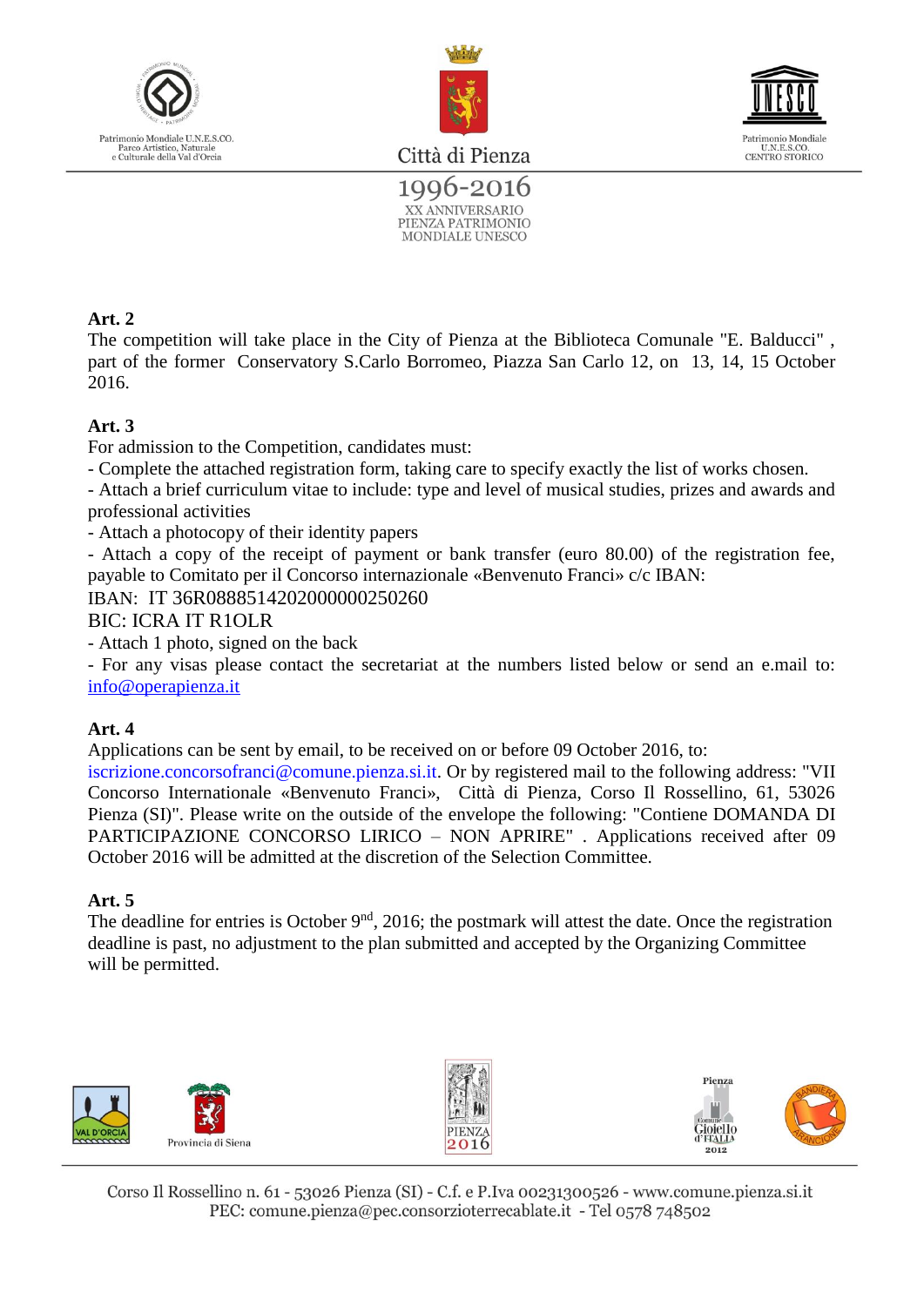**Art. 2**
The competition will take place in the City of Pienza at the Biblioteca Comunale "E. Balducci" , part of the former Conservatory S.Carlo Borromeo, Piazza San Carlo 12, on 13, 14, 15 October 2016.

**Art. 3**
For admission to the Competition, candidates must:
- Complete the attached registration form, taking care to specify exactly the list of works chosen.
- Attach a brief curriculum vitae to include: type and level of musical studies, prizes and awards and professional activities
- Attach a photocopy of their identity papers
- Attach a copy of the receipt of payment or bank transfer (euro 80.00) of the registration fee, payable to Comitato per il Concorso internazionale «Benvenuto Franci» c/c IBAN:

IBAN: IT 36R0888514202000000250260
BIC: ICRA IT R1OLR

- Attach 1 photo, signed on the back
- For any visas please contact the secretariat at the numbers listed below or send an e.mail to: info@operapienza.it

**Art. 4**
Applications can be sent by email, to be received on or before 09 October 2016, to: iscrizione.concorsofranci@comune.pienza.si.it. Or by registered mail to the following address: "VII Concorso Internationale «Benvenuto Franci», Città di Pienza, Corso Il Rossellino, 61, 53026 Pienza (SI)". Please write on the outside of the envelope the following: "Contiene DOMANDA DI PARTECIPAZIONE CONCORSO LIRICO – NON APRIRE" . Applications received after 09 October 2016 will be admitted at the discretion of the Selection Committee.

**Art. 5**
The deadline for entries is October 9nd, 2016; the postmark will attest the date. Once the registration deadline is past, no adjustment to the plan submitted and accepted by the Organizing Committee will be permitted.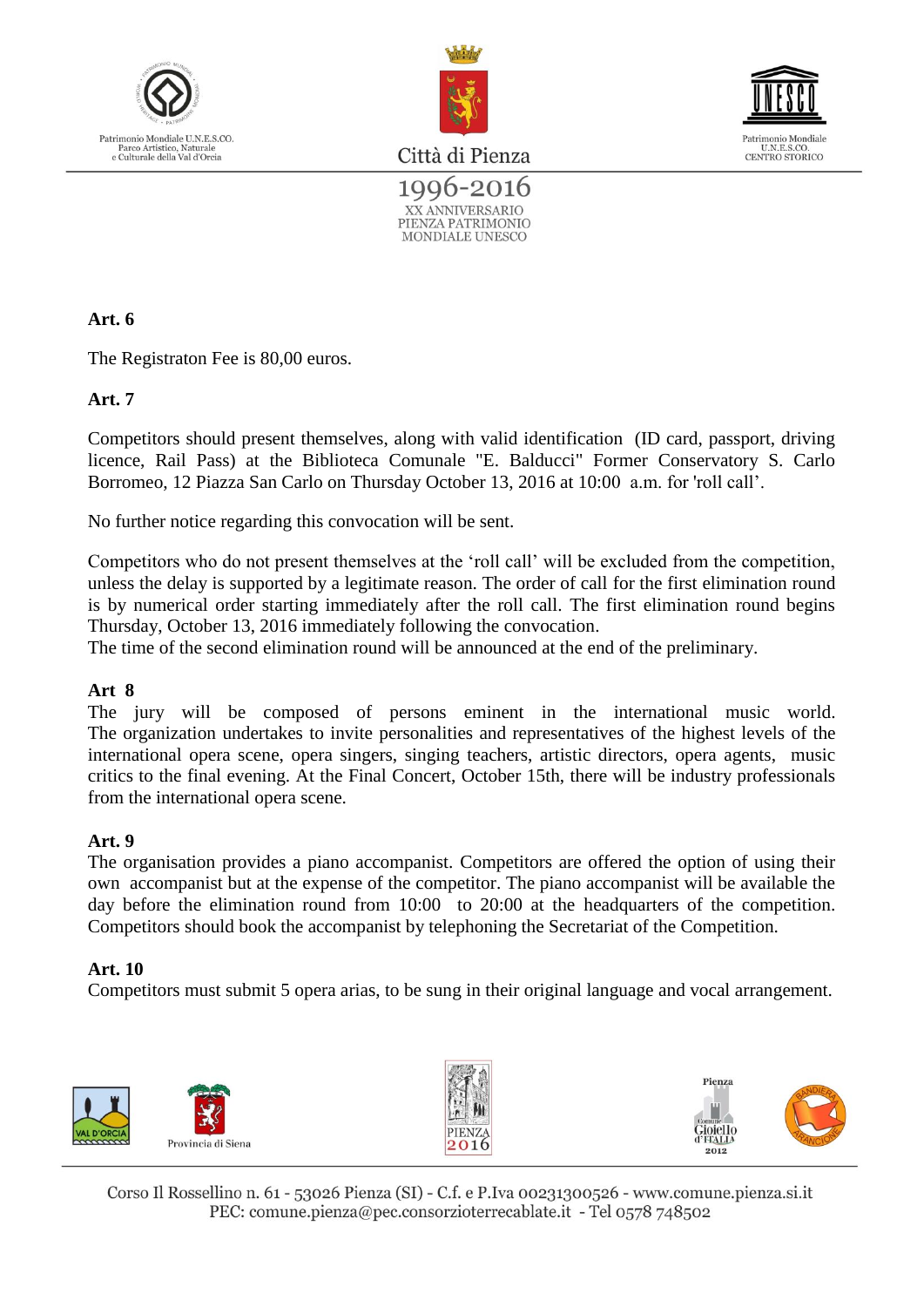**Art. 6**

The Registraton Fee is 80,00 euros.

**Art. 7**

Competitors should present themselves, along with valid identification (ID card, passport, driving licence, Rail Pass) at the Biblioteca Comunale "E. Balducci" Former Conservatory S. Carlo Borromeo, 12 Piazza San Carlo on Thursday October 13, 2016 at 10:00 a.m. for 'roll call'.

No further notice regarding this convocation will be sent.

Competitors who do not present themselves at the 'roll call' will be excluded from the competition, unless the delay is supported by a legitimate reason. The order of call for the first elimination round is by numerical order starting immediately after the roll call. The first elimination round begins Thursday, October 13, 2016 immediately following the convocation.
The time of the second elimination round will be announced at the end of the preliminary.

**Art 8**

The jury will be composed of persons eminent in the international music world. The organization undertakes to invite personalities and representatives of the highest levels of the international opera scene, opera singers, singing teachers, artistic directors, opera agents, music critics to the final evening. At the Final Concert, October 15th, there will be industry professionals from the international opera scene.

**Art. 9**

The organisation provides a piano accompanist. Competitors are offered the option of using their own accompanist but at the expense of the competitor. The piano accompanist will be available the day before the elimination round from 10:00 to 20:00 at the headquarters of the competition. Competitors should book the accompanist by telephoning the Secretariat of the Competition.

**Art. 10**

Competitors must submit 5 opera arias, to be sung in their original language and vocal arrangement.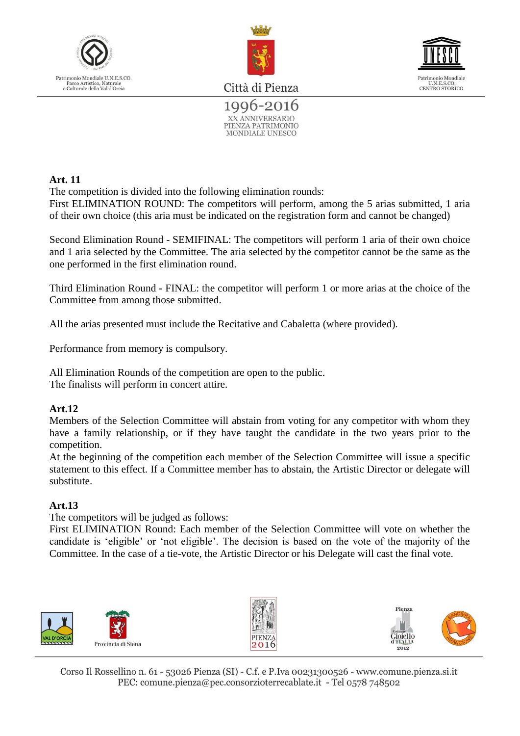**Art. 11**

The competition is divided into the following elimination rounds:
First ELIMINATION ROUND: The competitors will perform, among the 5 arias submitted, 1 aria of their own choice (this aria must be indicated on the registration form and cannot be changed)

Second Elimination Round - SEMIFINAL: The competitors will perform 1 aria of their own choice and 1 aria selected by the Committee. The aria selected by the competitor cannot be the same as the one performed in the first elimination round.

Third Elimination Round - FINAL: the competitor will perform 1 or more arias at the choice of the Committee from among those submitted.

All the arias presented must include the Recitative and Cabaletta (where provided).

Performance from memory is compulsory.

All Elimination Rounds of the competition are open to the public.
The finalists will perform in concert attire.

**Art.12**

Members of the Selection Committee will abstain from voting for any competitor with whom they have a family relationship, or if they have taught the candidate in the two years prior to the competition.
At the beginning of the competition each member of the Selection Committee will issue a specific statement to this effect. If a Committee member has to abstain, the Artistic Director or delegate will substitute.

**Art.13**

The competitors will be judged as follows:
First ELIMINATION Round: Each member of the Selection Committee will vote on whether the candidate is 'eligible' or 'not eligible'. The decision is based on the vote of the majority of the Committee. In the case of a tie-vote, the Artistic Director or his Delegate will cast the final vote.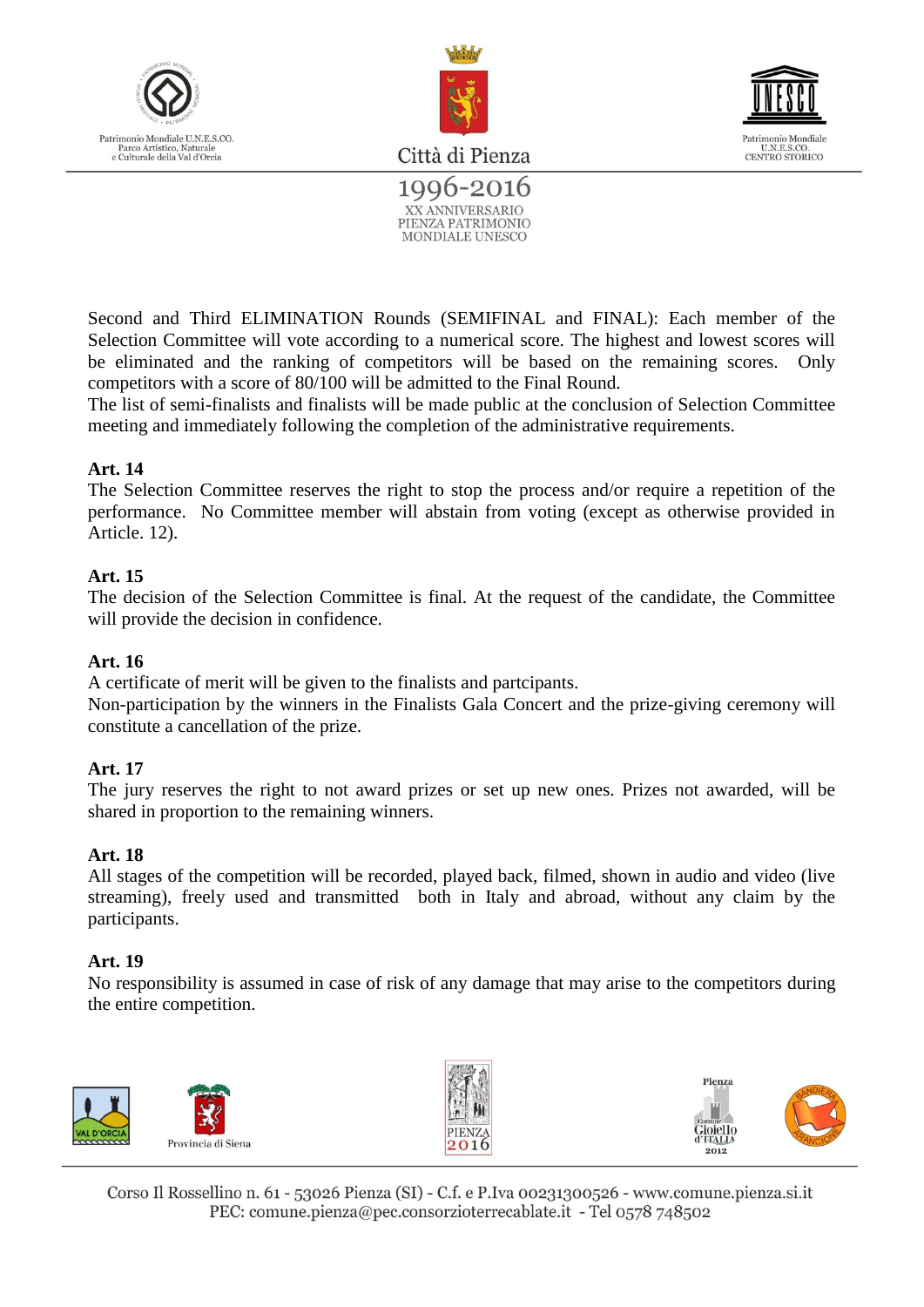Second and Third ELIMINATION Rounds (SEMIFINAL and FINAL): Each member of the Selection Committee will vote according to a numerical score. The highest and lowest scores will be eliminated and the ranking of competitors will be based on the remaining scores. Only competitors with a score of 80/100 will be admitted to the Final Round.
The list of semi-finalists and finalists will be made public at the conclusion of Selection Committee meeting and immediately following the completion of the administrative requirements.

**Art. 14**
The Selection Committee reserves the right to stop the process and/or require a repetition of the performance. No Committee member will abstain from voting (except as otherwise provided in Article. 12).

**Art. 15**
The decision of the Selection Committee is final. At the request of the candidate, the Committee will provide the decision in confidence.

**Art. 16**
A certificate of merit will be given to the finalists and partcipants.
Non-participation by the winners in the Finalists Gala Concert and the prize-giving ceremony will constitute a cancellation of the prize.

**Art. 17**
The jury reserves the right to not award prizes or set up new ones. Prizes not awarded, will be shared in proportion to the remaining winners.

**Art. 18**
All stages of the competition will be recorded, played back, filmed, shown in audio and video (live streaming), freely used and transmitted both in Italy and abroad, without any claim by the participants.

**Art. 19**
No responsibility is assumed in case of risk of any damage that may arise to the competitors during the entire competition.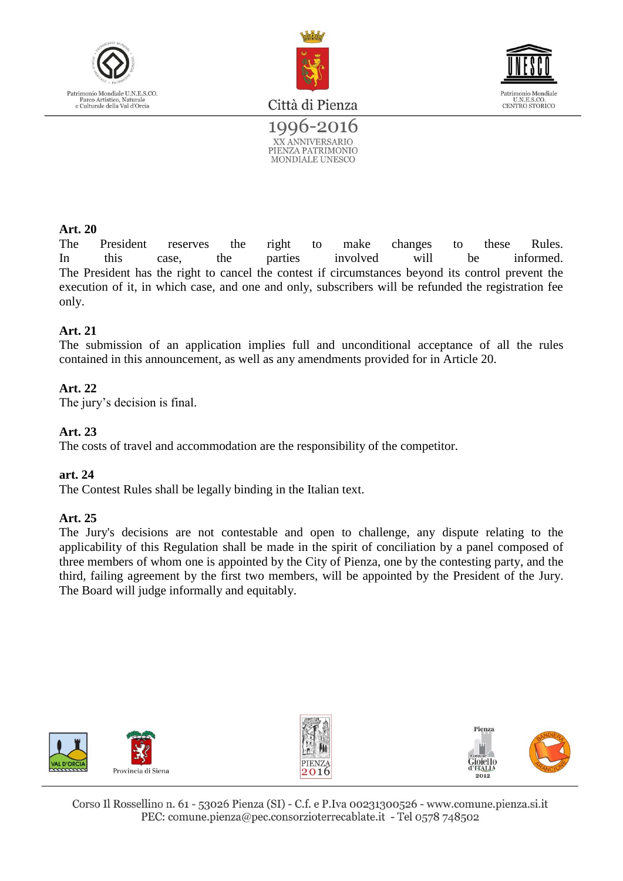**Art. 20**
The President reserves the right to make changes to these Rules.
In this case, the parties involved will be informed.
The President has the right to cancel the contest if circumstances beyond its control prevent the execution of it, in which case, and one and only, subscribers will be refunded the registration fee only.

**Art. 21**
The submission of an application implies full and unconditional acceptance of all the rules contained in this announcement, as well as any amendments provided for in Article 20.

**Art. 22**
The jury's decision is final.

**Art. 23**
The costs of travel and accommodation are the responsibility of the competitor.

**art. 24**
The Contest Rules shall be legally binding in the Italian text.

**Art. 25**
The Jury's decisions are not contestable and open to challenge, any dispute relating to the applicability of this Regulation shall be made in the spirit of conciliation by a panel composed of three members of whom one is appointed by the City of Pienza, one by the contesting party, and the third, failing agreement by the first two members, will be appointed by the President of the Jury. The Board will judge informally and equitably.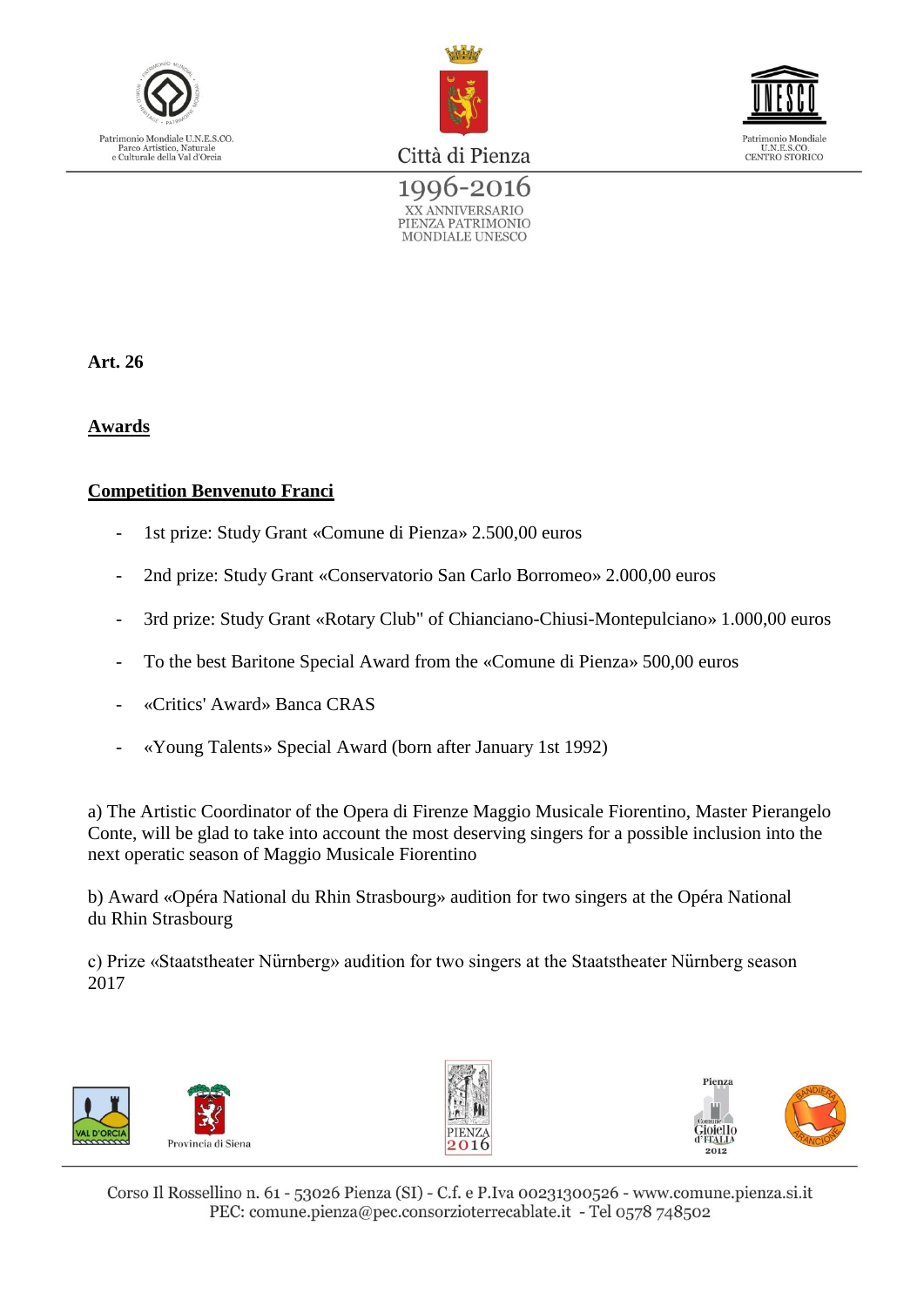**Art. 26**

**Awards**

**Competition Benvenuto Franci**

- 1st prize: Study Grant «Comune di Pienza» 2.500,00 euros
- 2nd prize: Study Grant «Conservatorio San Carlo Borromeo» 2.000,00 euros
- 3rd prize: Study Grant «Rotary Club" of Chianciano-Chiusi-Montepulciano» 1.000,00 euros
- To the best Baritone Special Award from the «Comune di Pienza» 500,00 euros
- «Critics' Award» Banca CRAS
- «Young Talents» Special Award (born after January 1st 1992)

a) The Artistic Coordinator of the Opera di Firenze Maggio Musicale Fiorentino, Master Pierangelo Conte, will be glad to take into account the most deserving singers for a possible inclusion into the next operatic season of Maggio Musicale Fiorentino

b) Award «Opéra National du Rhin Strasbourg» audition for two singers at the Opéra National du Rhin Strasbourg

c) Prize «Staatstheater Nürnberg» audition for two singers at the Staatstheater Nürnberg season 2017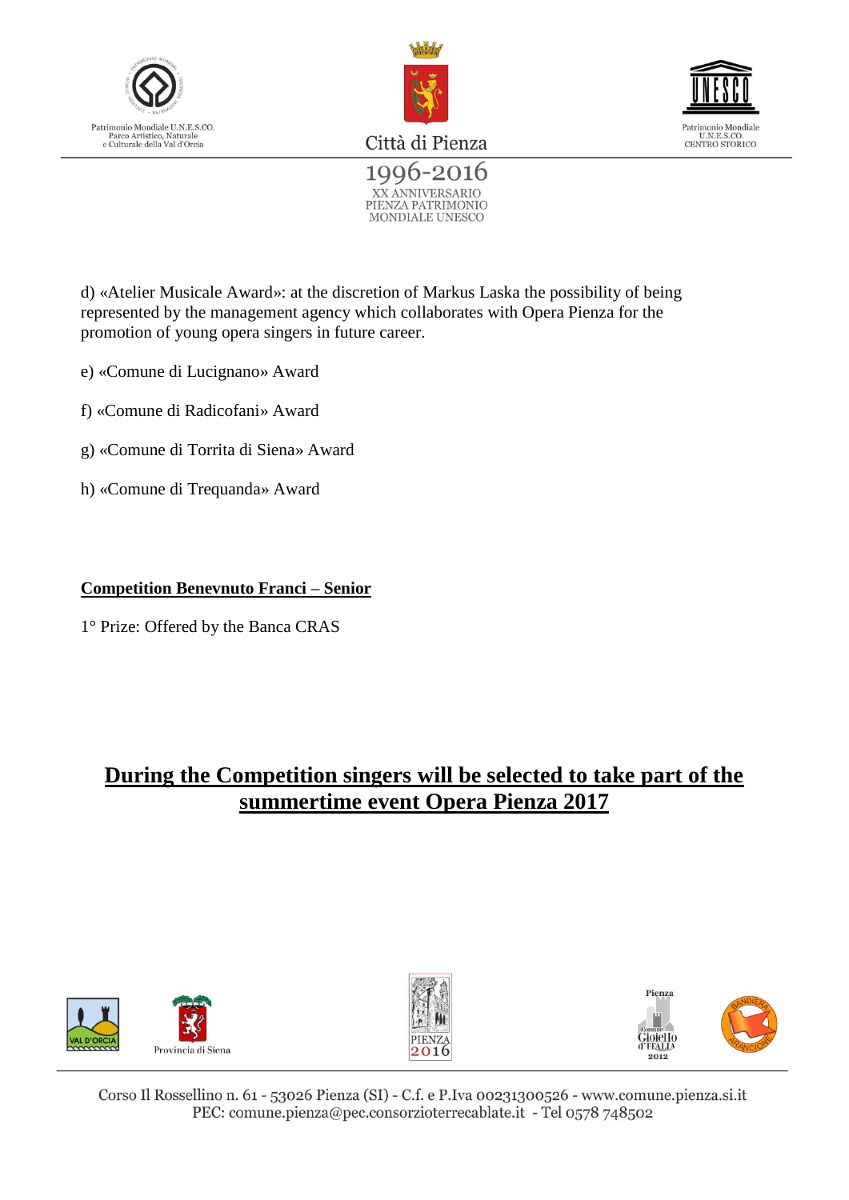d) «Atelier Musicale Award»: at the discretion of Markus Laska the possibility of being represented by the management agency which collaborates with Opera Pienza for the promotion of young opera singers in future career.

e) «Comune di Lucignano» Award

f) «Comune di Radicofani» Award

g) «Comune di Torrita di Siena» Award

h) «Comune di Trequanda» Award

**Competition Benevnuto Franci – Senior**

1° Prize: Offered by the Banca CRAS

## During the Competition singers will be selected to take part of the summertime event Opera Pienza 2017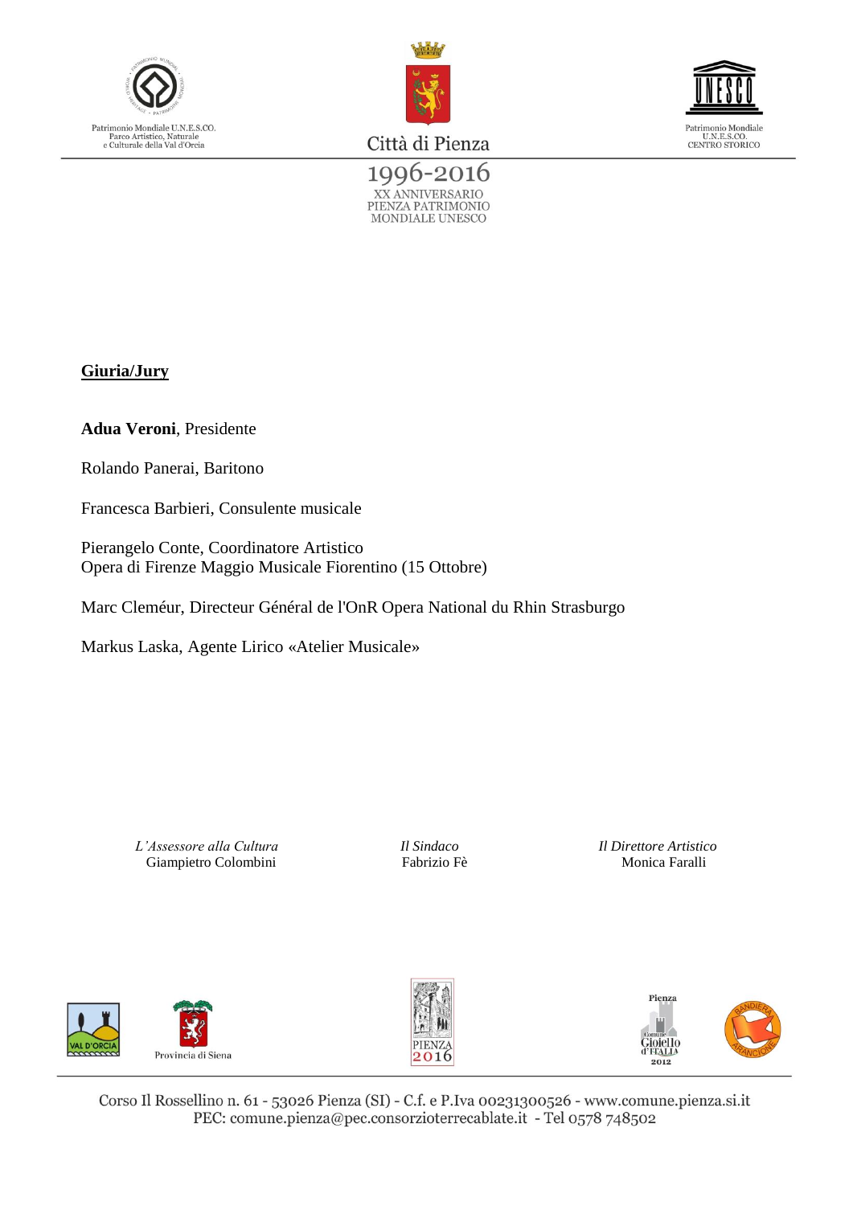**Giuria/Jury**

**Adua Veroni**, Presidente

Rolando Panerai, Baritono

Francesca Barbieri, Consulente musicale

Pierangelo Conte, Coordinatore Artistico
Opera di Firenze Maggio Musicale Fiorentino (15 Ottobre)

Marc Cleméur, Directeur Général de l'OnR Opera National du Rhin Strasburgo

Markus Laska, Agente Lirico «Atelier Musicale»

*L'Assessore alla Cultura*
Giampietro Colombini

*Il Sindaco*
Fabrizio Fè

*Il Direttore Artistico*
Monica Faralli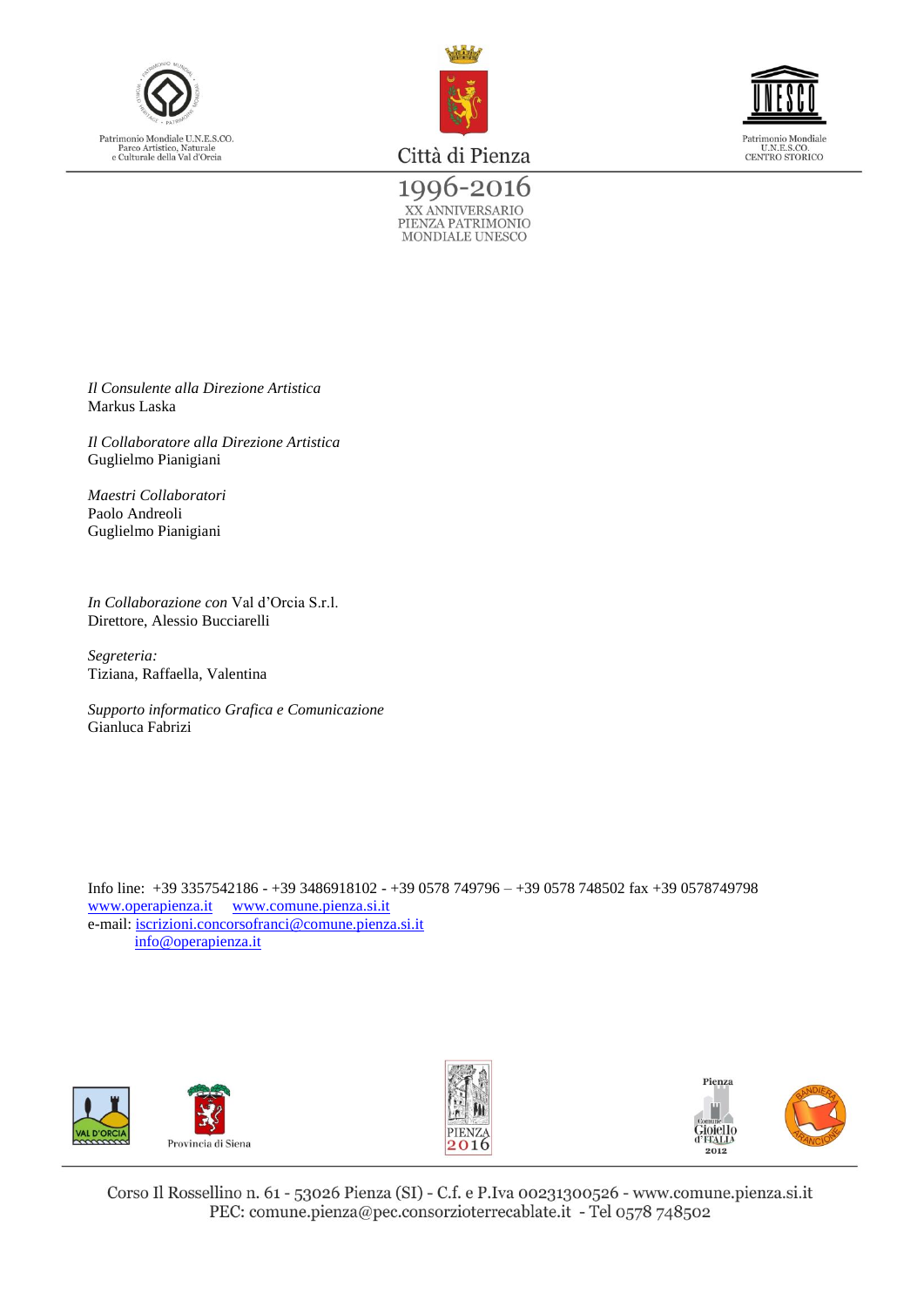*Il Consulente alla Direzione Artistica*
Markus Laska

*Il Collaboratore alla Direzione Artistica*
Guglielmo Pianigiani

*Maestri Collaboratori*
Paolo Andreoli
Guglielmo Pianigiani

*In Collaborazione con* Val d'Orcia S.r.l.
Direttore, Alessio Bucciarelli

*Segreteria:*
Tiziana, Raffaella, Valentina

*Supporto informatico Grafica e Comunicazione*
Gianluca Fabrizi

Info line: +39 3357542186 - +39 3486918102 - +39 0578 749796 – +39 0578 748502 fax +39 0578749798
www.operapienza.it www.comune.pienza.si.it
e-mail: iscrizioni.concorsofranci@comune.pienza.si.it
info@operapienza.it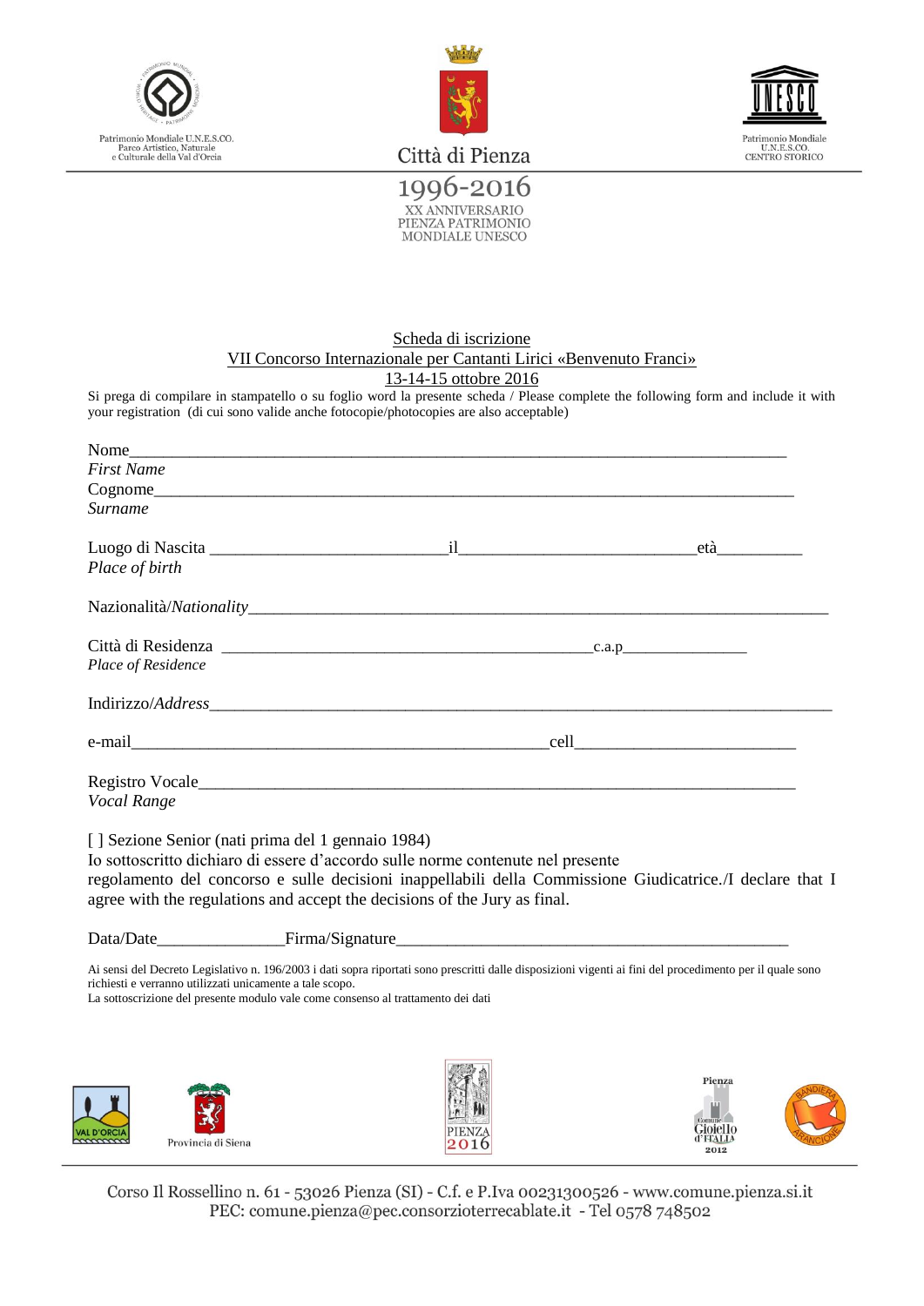Patrimonio Mondiale U.N.E.S.CO. Parco Artistico, Naturale e Culturale della Val d'Orcia

Città di Pienza

Patrimonio Mondiale U.N.E.S.CO. CENTRO STORICO

1996-2016

XX ANNIVERSARIO PIENZA PATRIMONIO MONDIALE UNESCO

## Scheda di iscrizione

## VII Concorso Internazionale per Cantanti Lirici «Benvenuto Franci»

## 13-14-15 ottobre 2016

Si prega di compilare in stampatello o su foglio word la presente scheda / Please complete the following form and include it with your registration (di cui sono valide anche fotocopie/photocopies are also acceptable)

Nome_______________________________________________________________________________
*First Name*

Cognome____________________________________________________________________________
*Surname*

Luogo di Nascita ____________________________il____________________________età__________
*Place of birth*

Nazionalità/*Nationality*______________________________________________________________________

Città di Residenza _______________________________________________c.a.p________________
*Place of Residence*

Indirizzo/*Address*___________________________________________________________________________

e-mail_____________________________________________________cell___________________________

Registro Vocale_____________________________________________________________________________
*Vocal Range*

[ ] Sezione Senior (nati prima del 1 gennaio 1984)

Io sottoscritto dichiaro di essere d'accordo sulle norme contenute nel presente regolamento del concorso e sulle decisioni inappellabili della Commissione Giudicatrice./I declare that I agree with the regulations and accept the decisions of the Jury as final.

Data/Date_______________Firma/Signature_______________________________________________

Ai sensi del Decreto Legislativo n. 196/2003 i dati sopra riportati sono prescritti dalle disposizioni vigenti ai fini del procedimento per il quale sono richiesti e verranno utilizzati unicamente a tale scopo.
La sottoscrizione del presente modulo vale come consenso al trattamento dei dati

Corso Il Rossellino n. 61 - 53026 Pienza (SI) - C.f. e P.Iva 00231300526 - www.comune.pienza.si.it
PEC: comune.pienza@pec.consorzioterrecablate.it - Tel 0578 748502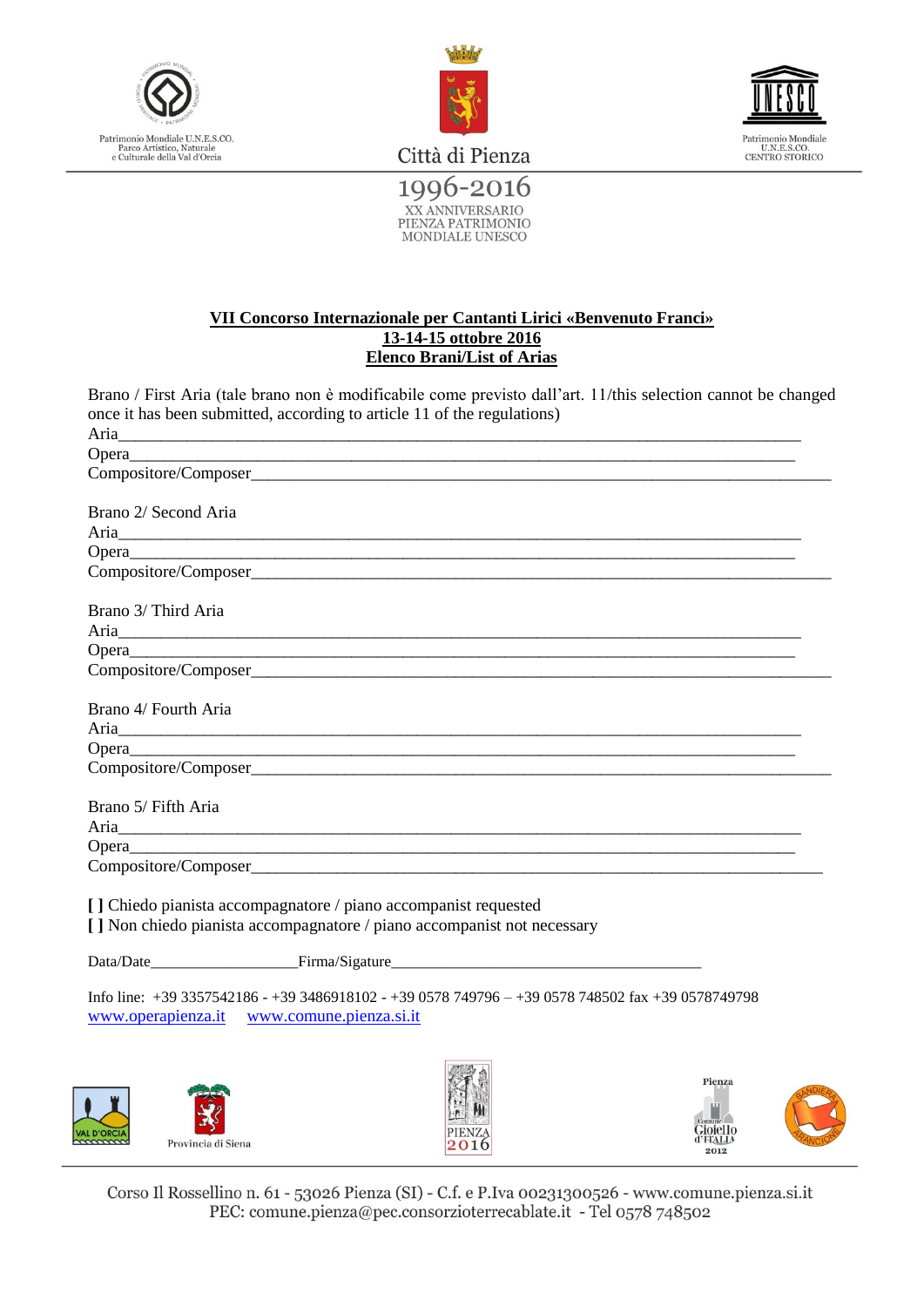Patrimonio Mondiale U.N.E.S.CO.
Parco Artistico, Naturale
e Culturale della Val d'Orcia

Città di Pienza

Patrimonio Mondiale
U.N.E.S.CO.
CENTRO STORICO

1996-2016
XX ANNIVERSARIO
PIENZA PATRIMONIO
MONDIALE UNESCO

**VII Concorso Internazionale per Cantanti Lirici «Benvenuto Franci»**
**13-14-15 ottobre 2016**
**Elenco Brani/List of Arias**

Brano / First Aria (tale brano non è modificabile come previsto dall'art. 11/this selection cannot be changed once it has been submitted, according to article 11 of the regulations)
Aria_______________________________________________________________________________
Opera______________________________________________________________________________
Compositore/Composer________________________________________________________________

Brano 2/ Second Aria
Aria_______________________________________________________________________________
Opera______________________________________________________________________________
Compositore/Composer________________________________________________________________

Brano 3/ Third Aria
Aria_______________________________________________________________________________
Opera______________________________________________________________________________
Compositore/Composer________________________________________________________________

Brano 4/ Fourth Aria
Aria_______________________________________________________________________________
Opera______________________________________________________________________________
Compositore/Composer________________________________________________________________

Brano 5/ Fifth Aria
Aria_______________________________________________________________________________
Opera______________________________________________________________________________
Compositore/Composer________________________________________________________________

**[ ]** Chiedo pianista accompagnatore / piano accompanist requested
**[ ]** Non chiedo pianista accompagnatore / piano accompanist not necessary

Data/Date__________________Firma/Sigature_______________________________________

Info line: +39 3357542186 - +39 3486918102 - +39 0578 749796 – +39 0578 748502 fax +39 0578749798
www.operapienza.it www.comune.pienza.si.it

VAL D'ORCIA · Provincia di Siena · PIENZA 2016 · Pienza Comune Gioiello d'Italia 2012 · Bandiera Arancione

Corso Il Rossellino n. 61 - 53026 Pienza (SI) - C.f. e P.Iva 00231300526 - www.comune.pienza.si.it
PEC: comune.pienza@pec.consorzioterrecablate.it - Tel 0578 748502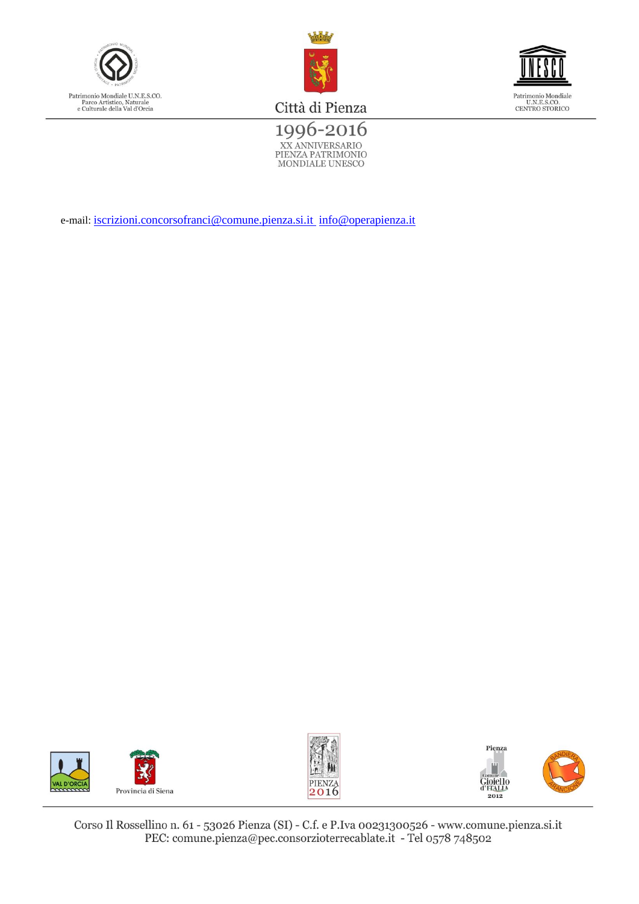e-mail: iscrizioni.concorsofranci@comune.pienza.si.it info@operapienza.it